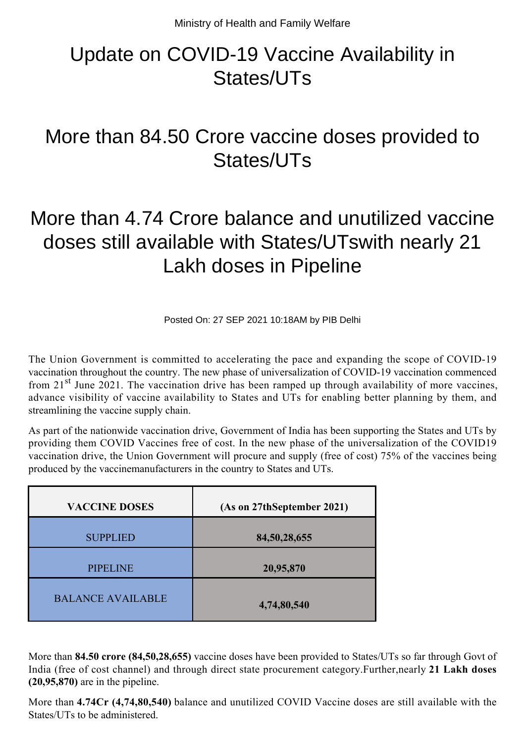Ministry of Health and Family Welfare

# Update on COVID-19 Vaccine Availability in States/UTs

# More than 84.50 Crore vaccine doses provided to States/UTs

# More than 4.74 Crore balance and unutilized vaccine doses still available with States/UTswith nearly 21 Lakh doses in Pipeline

Posted On: 27 SEP 2021 10:18AM by PIB Delhi

The Union Government is committed to accelerating the pace and expanding the scope of COVID-19 vaccination throughout the country. The new phase of universalization of COVID-19 vaccination commenced from 21st June 2021. The vaccination drive has been ramped up through availability of more vaccines, advance visibility of vaccine availability to States and UTs for enabling better planning by them, and streamlining the vaccine supply chain.

As part of the nationwide vaccination drive, Government of India has been supporting the States and UTs by providing them COVID Vaccines free of cost. In the new phase of the universalization of the COVID19 vaccination drive, the Union Government will procure and supply (free of cost) 75% of the vaccines being produced by the vaccinemanufacturers in the country to States and UTs.

| VACCINE DOSES | (As on 27thSeptember 2021) |
|---|---|
| SUPPLIED | **84,50,28,655** |
| PIPELINE | **20,95,870** |
| BALANCE AVAILABLE | **4,74,80,540** |

More than **84.50 crore (84,50,28,655)** vaccine doses have been provided to States/UTs so far through Govt of India (free of cost channel) and through direct state procurement category.Further,nearly **21 Lakh doses (20,95,870)** are in the pipeline.

More than **4.74Cr (4,74,80,540)** balance and unutilized COVID Vaccine doses are still available with the States/UTs to be administered.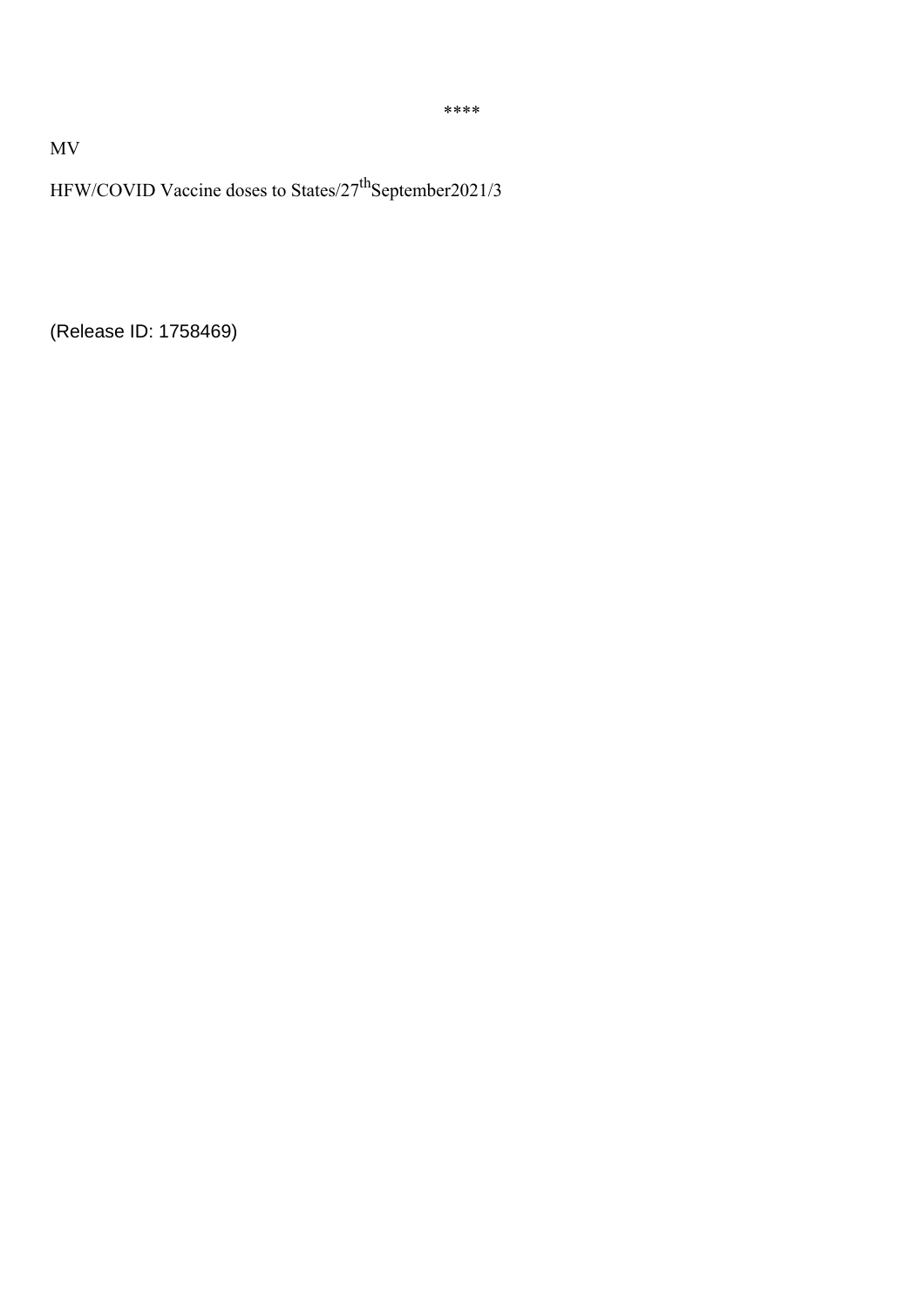****

MV

HFW/COVID Vaccine doses to States/27thSeptember2021/3

(Release ID: 1758469)